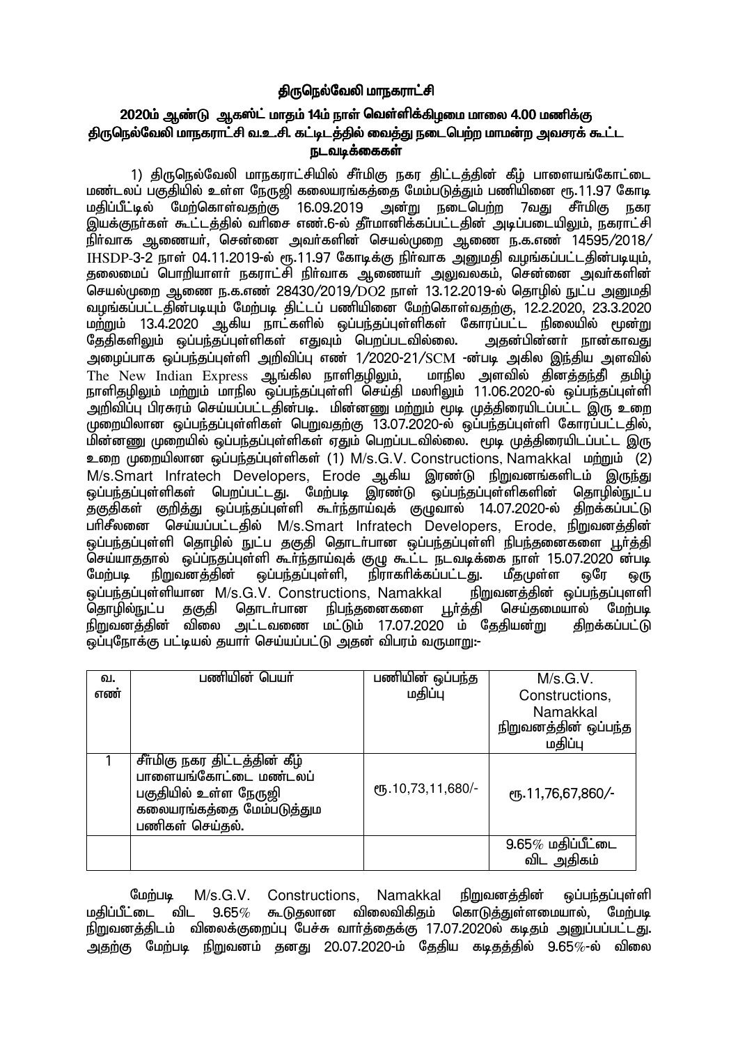# திருநெல்வேலி மாநகராட்சி

## 2020ம் ஆண்டு ஆகஸ்ட் மாதம் 14ம் நாள் வெள்ளிக்கிழமை மாலை 4.00 மணிக்கு திருநெல்வேலி மாநகராட்சி வ.உ.சி. கட்டிடத்தில் வைத்து நடைபெற்ற மாமன்ற அவசரக் கூட்ட நடவடிக்கைகள்

1) திருநெல்வேலி மாநகராட்சியில் சீர்மிகு நகர திட்டத்தின் கீழ் பாளையங்கோட்டை மண்டலப் பகுதியில் உள்ள நேருஜி கலையரங்கத்தை மேம்படுத்தும் பணியினை ரூ.11.97 கோடி மதிப்பீட்டில் மேற்கொள்வதற்கு 16.09.2019 அன்று நடைபெற்ற 7வது சீர்மிகு நகர இயக்குநர்கள் கூட்டத்தில் வரிசை எண்.6-ல் தீர்மானிக்கப்பட்டதின் அடிப்படையிலும், நகராட்சி நிர்வாக ஆணையர், சென்னை அவர்களின் செயல்முறை ஆணை ந.க.எண் 14595/2018/ IHSDP-3-2 நாள் 04.11.2019-ல் ரூ.11.97 கோடிக்கு நிர்வாக அனுமதி வழங்கப்பட்டதின்படியும், தலைமைப் பொறியாளர் நகராட்சி நிர்வாக ஆணையர் அலுவலகம், சென்னை அவர்களின் செயல்முறை ஆணை ந.க.எண் 28430/2019/DO2 நாள் 13.12.2019-ல் தொழில் நுட்ப அனுமதி வழங்கப்பட்டதின்படியும் மேற்படி திட்டப் பணியினை மேற்கொள்வதற்கு, 12.2.2020, 23.3.2020 மற்றும் 13.4.2020 ஆகிய நாட்களில் ஒப்பந்தப்புள்ளிகள் கோரப்பட்ட நிலையில் மூன்று தேதிகளிலும் ஒப்பந்தப்புள்ளிகள் எதுவும் பெறப்படவில்லை. அதன்பின்னர் நான்காவது அழைப்பாக ஒப்பந்தப்புள்ளி அறிவிப்பு எண் 1/2020-21/SCM -ன்படி அகில இந்திய அளவில் The New Indian Express ஆங்கில நாளிதழிலும், மாநில அளவில் தினத்தந்தி தமிழ் நாளிதழிலும் மற்றும் மாநில ஒப்பந்தப்புள்ளி செய்தி மலரிலும் 11.06.2020-ல் ஒப்பந்தப்புள்ளி அறிவிப்பு பிரசுரம் செய்யப்பட்டதின்படி. மின்னணு மற்றும் மூடி முத்திரையிடப்பட்ட இரு உறை முறையிலான ஒப்பந்தப்புள்ளிகள் பெறுவதற்கு 13.07.2020-ல் ஒப்பந்தப்புள்ளி கோரப்பட்டதில், மின்னணு முறையில் ஒப்பந்தப்புள்ளிகள் ஏதும் பெறப்படவில்லை. மூடி முத்திரையிடப்பட்ட இரு உறை முறையிலான ஒப்பந்தப்புள்ளிகள் (1) M/s.G.V. Constructions, Namakkal மற்றும் (2) M/s.Smart Infratech Developers, Erode ஆகிய இரண்டு நிறுவனங்களிடம் இருந்து ஒப்பந்தப்புள்ளிகள் பெறப்பட்டது. மேற்படி இரண்டு ஒப்பந்தப்புள்ளிகளின் தொழில்நுட்ப தகுதிகள் குறித்து ஒப்பந்தப்புள்ளி கூர்ந்தாய்வுக் குழுவால் 14.07.2020-ல் திறக்கப்பட்டு பரிசீலனை செய்யப்பட்டதில் M/s.Smart Infratech Developers, Erode, நிறுவனத்தின் ஒப்பந்தப்புள்ளி தொழில் நுட்ப தகுதி தொடர்பான ஒப்பந்தப்புள்ளி நிபந்தனைகளை பூர்த்தி செய்யாததால் ஒப்பநதப்புள்ளி கூர்ந்தாய்வுக் குழு கூட்ட நடவடிக்கை நாள் 15.07.2020 ன்படி மேற்படி நிறுவனத்தின் ஒப்பந்தப்புள்ளி, நிராகரிக்கப்பட்டது. மீதமுள்ள ஒரே ஒரு ஒப்பந்தப்புள்ளியான M/s.G.V. Constructions, Namakkal நிறுவனத்தின் ஒப்பந்தப்புள்ளி தொழில்நுட்ப தகுதி தொடர்பான நிபந்தனைகளை பூர்த்தி செய்தமையால் மேற்படி நிறுவனத்தின் விலை அட்டவணை மட்டும் 17.07.2020 ம் தேதியன்று திறக்கப்பட்டு ஒப்புநோக்கு பட்டியல் தயார் செய்யப்பட்டு அதன் விபரம் வருமாறு:-

| வ. எண் | பணியின் பெயர் | பணியின் ஒப்பந்த மதிப்பு | M/s.G.V. Constructions, Namakkal நிறுவனத்தின் ஒப்பந்த மதிப்பு |
|---|---|---|---|
| 1 | சீர்மிகு நகர திட்டத்தின் கீழ் பாளையங்கோட்டை மண்டலப் பகுதியில் உள்ள நேருஜி கலையரங்கத்தை மேம்படுத்தும பணிகள் செய்தல். | ரூ.10,73,11,680/- | ரூ.11,76,67,860/- |
| | | | 9.65% மதிப்பீட்டை விட அதிகம் |

மேற்படி M/s.G.V. Constructions, Namakkal நிறுவனத்தின் ஒப்பந்தப்புள்ளி மதிப்பீட்டை விட 9.65% கூடுதலான விலைவிகிதம் கொடுத்துள்ளமையால், மேற்படி நிறுவனத்திடம் விலைக்குறைப்பு பேச்சு வார்த்தைக்கு 17.07.2020ல் கடிதம் அனுப்பப்பட்டது. அதற்கு மேற்படி நிறுவனம் தனது 20.07.2020-ம் தேதிய கடிதத்தில் 9.65%-ல் விலை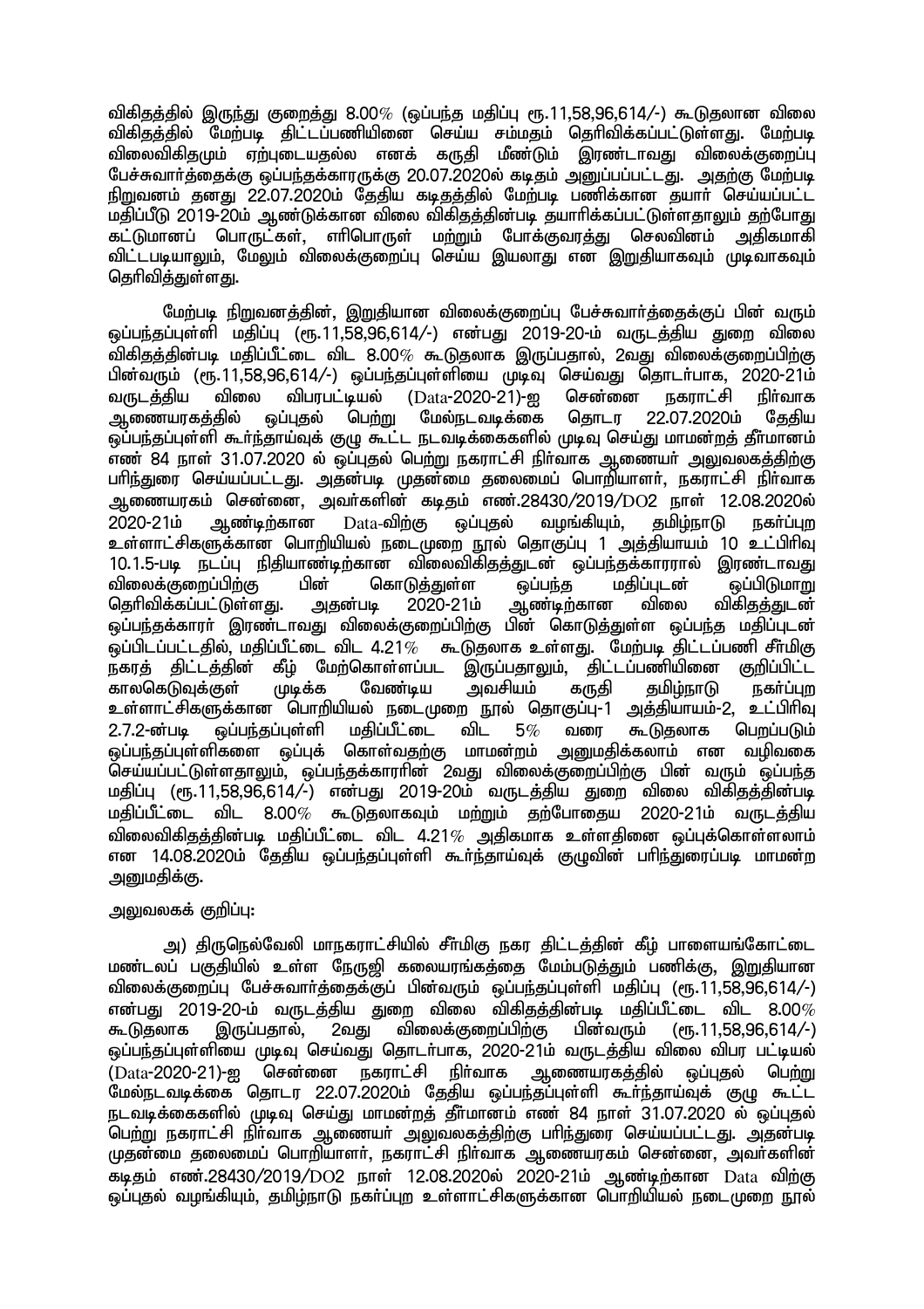விகிதத்தில் இருந்து குறைத்து 8.00% (ஒப்பந்த மதிப்பு ரூ.11,58,96,614/-) கூடுதலான விலை விகிதத்தில் மேற்படி திட்டப்பணியினை செய்ய சம்மதம் தெரிவிக்கப்பட்டுள்ளது. மேற்படி விலைவிகிதமும் ஏற்புடையதல்ல எனக் கருதி மீண்டும் இரண்டாவது விலைக்குறைப்பு பேச்சுவார்த்தைக்கு ஒப்பந்தக்காரருக்கு 20.07.2020ல் கடிதம் அனுப்பப்பட்டது. அதற்கு மேற்படி நிறுவனம் தனது 22.07.2020ம் தேதிய கடிதத்தில் மேற்படி பணிக்கான தயார் செய்யப்பட்ட மதிப்பீடு 2019-20ம் ஆண்டுக்கான விலை விகிதத்தின்படி தயாரிக்கப்பட்டுள்ளதாலும் தற்போது கட்டுமானப் பொருட்கள், எரிபொருள் மற்றும் போக்குவரத்து செலவினம் அதிகமாகி விட்டபடியாலும், மேலும் விலைக்குறைப்பு செய்ய இயலாது என இறுதியாகவும் முடிவாகவும் தெரிவித்துள்ளது.

மேற்படி நிறுவனத்தின், இறுதியான விலைக்குறைப்பு பேச்சுவார்த்தைக்குப் பின் வரும் ஒப்பந்தப்புள்ளி மதிப்பு (ரூ.11,58,96,614/-) என்பது 2019-20-ம் வருடத்திய துறை விலை விகிதத்தின்படி மதிப்பீட்டை விட 8.00% கூடுதலாக இருப்பதால், 2வது விலைக்குறைப்பிற்கு பின்வரும் (ரூ.11,58,96,614/-) ஒப்பந்தப்புள்ளியை முடிவு செய்வது தொடர்பாக, 2020-21ம் வருடத்திய விலை விபரபட்டியல் (Data-2020-21)-ஐ சென்னை நகராட்சி நிர்வாக ஆணையரகத்தில் ஒப்புதல் பெற்று மேல்நடவடிக்கை தொடர 22.07.2020ம் தேதிய ஒப்பந்தப்புள்ளி கூர்ந்தாய்வுக் குழு கூட்ட நடவடிக்கைகளில் முடிவு செய்து மாமன்றத் தீர்மானம் எண் 84 நாள் 31.07.2020 ல் ஒப்புதல் பெற்று நகராட்சி நிர்வாக ஆணையர் அலுவலகத்திற்கு பரிந்துரை செய்யப்பட்டது. அதன்படி முதன்மை தலைமைப் பொறியாளர், நகராட்சி நிர்வாக ஆணையரகம் சென்னை, அவர்களின் கடிதம் எண்.28430/2019/DO2 நாள் 12.08.2020ல் 2020-21ம் ஆண்டிற்கான Data-விற்கு ஒப்புதல் வழங்கியும், தமிழ்நாடு நகர்ப்புற உள்ளாட்சிகளுக்கான பொறியியல் நடைமுறை நூல் தொகுப்பு 1 அத்தியாயம் 10 உட்பிரிவு 10.1.5-படி நடப்பு நிதியாண்டிற்கான விலைவிகிதத்துடன் ஒப்பந்தக்காரரால் இரண்டாவது விலைக்குறைப்பிற்கு பின் கொடுத்துள்ள ஒப்பந்த மதிப்புடன் ஒப்பிடுமாறு தெரிவிக்கப்பட்டுள்ளது. அதன்படி 2020-21ம் ஆண்டிற்கான விலை விகிதத்துடன் ஒப்பந்தக்காரர் இரண்டாவது விலைக்குறைப்பிற்கு பின் கொடுத்துள்ள ஒப்பந்த மதிப்புடன் ஒப்பிடப்பட்டதில், மதிப்பீட்டை விட 4.21% கூடுதலாக உள்ளது. மேற்படி திட்டப்பணி சீர்மிகு நகரத் திட்டத்தின் கீழ் மேற்கொள்ளப்பட இருப்பதாலும், திட்டப்பணியினை குறிப்பிட்ட காலகெடுவுக்குள் முடிக்க வேண்டிய அவசியம் கருதி தமிழ்நாடு நகர்ப்புற உள்ளாட்சிகளுக்கான பொறியியல் நடைமுறை நூல் தொகுப்பு-1 அத்தியாயம்-2, உட்பிரிவு 2.7.2-ன்படி ஒப்பந்தப்புள்ளி மதிப்பீட்டை விட 5% வரை கூடுதலாக பெறப்படும் ஒப்பந்தப்புள்ளிகளை ஒப்புக் கொள்வதற்கு மாமன்றம் அனுமதிக்கலாம் என வழிவகை செய்யப்பட்டுள்ளதாலும், ஒப்பந்தக்காரரின் 2வது விலைக்குறைப்பிற்கு பின் வரும் ஒப்பந்த மதிப்பு (ரூ.11,58,96,614/-) என்பது 2019-20ம் வருடத்திய துறை விலை விகிதத்தின்படி மதிப்பீட்டை விட 8.00% கூடுதலாகவும் மற்றும் தற்போதைய 2020-21ம் வருடத்திய விலைவிகிதத்தின்படி மதிப்பீட்டை விட 4.21% அதிகமாக உள்ளதினை ஒப்புக்கொள்ளலாம் என 14.08.2020ம் தேதிய ஒப்பந்தப்புள்ளி கூர்ந்தாய்வுக் குழுவின் பரிந்துரைப்படி மாமன்ற அனுமதிக்கு.

அலுவலகக் குறிப்பு:

அ) திருநெல்வேலி மாநகராட்சியில் சீர்மிகு நகர திட்டத்தின் கீழ் பாளையங்கோட்டை மண்டலப் பகுதியில் உள்ள நேருஜி கலையரங்கத்தை மேம்படுத்தும் பணிக்கு, இறுதியான விலைக்குறைப்பு பேச்சுவார்த்தைக்குப் பின்வரும் ஒப்பந்தப்புள்ளி மதிப்பு (ரூ.11,58,96,614/-) என்பது 2019-20-ம் வருடத்திய துறை விலை விகிதத்தின்படி மதிப்பீட்டை விட 8.00% கூடுதலாக இருப்பதால், 2வது விலைக்குறைப்பிற்கு பின்வரும் (ரூ.11,58,96,614/-) ஒப்பந்தப்புள்ளியை முடிவு செய்வது தொடர்பாக, 2020-21ம் வருடத்திய விலை விபர பட்டியல் (Data-2020-21)-ஐ சென்னை நகராட்சி நிர்வாக ஆணையரகத்தில் ஒப்புதல் பெற்று மேல்நடவடிக்கை தொடர 22.07.2020ம் தேதிய ஒப்பந்தப்புள்ளி கூர்ந்தாய்வுக் குழு கூட்ட நடவடிக்கைகளில் முடிவு செய்து மாமன்றத் தீர்மானம் எண் 84 நாள் 31.07.2020 ல் ஒப்புதல் பெற்று நகராட்சி நிர்வாக ஆணையர் அலுவலகத்திற்கு பரிந்துரை செய்யப்பட்டது. அதன்படி முதன்மை தலைமைப் பொறியாளர், நகராட்சி நிர்வாக ஆணையரகம் சென்னை, அவர்களின் கடிதம் எண்.28430/2019/DO2 நாள் 12.08.2020ல் 2020-21ம் ஆண்டிற்கான Data விற்கு ஒப்புதல் வழங்கியும், தமிழ்நாடு நகர்ப்புற உள்ளாட்சிகளுக்கான பொறியியல் நடைமுறை நூல்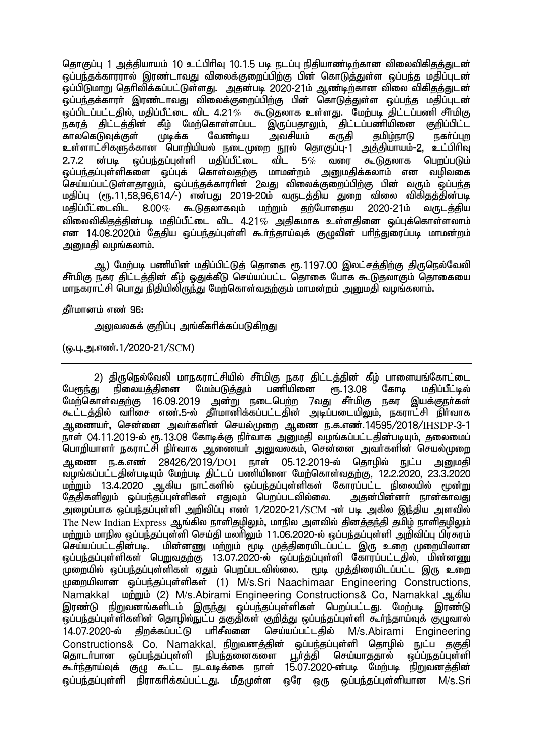தொகுப்பு 1 அத்தியாயம் 10 உட்பிரிவு 10.1.5 படி நடப்பு நிதியாண்டிற்கான விலைவிகிதத்துடன் ஒப்பந்தக்காரரால் இரண்டாவது விலைக்குறைப்பிற்கு பின் கொடுத்துள்ள ஒப்பந்த மதிப்புடன் ஒப்பிடுமாறு தெரிவிக்கப்பட்டுள்ளது. அதன்படி 2020-21ம் ஆண்டிற்கான விலை விகிதத்துடன் ஒப்பந்தக்காரர் இரண்டாவது விலைக்குறைப்பிற்கு பின் கொடுத்துள்ள ஒப்பந்த மதிப்புடன் ஒப்பிடப்பட்டதில், மதிப்பீட்டை விட 4.21% கூடுதலாக உள்ளது. மேற்படி திட்டப்பணி சீர்மிகு நகரத் திட்டத்தின் கீழ் மேற்கொள்ளப்பட இருப்பதாலும், திட்டப்பணியினை குறிப்பிட்ட காலகெடுவுக்குள் முடிக்க வேண்டிய அவசியம் கருதி தமிழ்நாடு நகர்ப்புற உள்ளாட்சிகளுக்கான பொறியியல் நடைமுறை நூல் தொகுப்பு-1 அத்தியாயம்-2, உட்பிரிவு 2.7.2 ன்படி ஒப்பந்தப்புள்ளி மதிப்பீட்டை விட 5% வரை கூடுதலாக பெறப்படும் ஒப்பந்தப்புள்ளிகளை ஒப்புக் கொள்வதற்கு மாமன்றம் அனுமதிக்கலாம் என வழிவகை செய்யப்பட்டுள்ளதாலும், ஒப்பந்தக்காரரின் 2வது விலைக்குறைப்பிற்கு பின் வரும் ஒப்பந்த மதிப்பு (ரூ.11,58,96,614/-) என்பது 2019-20ம் வருடத்திய துறை விலை விகிதத்தின்படி மதிப்பீட்டைவிட 8.00% கூடுதலாகவும் மற்றும் தற்போதைய 2020-21ம் வருடத்திய விலைவிகிதத்தின்படி மதிப்பீட்டை விட 4.21% அதிகமாக உள்ளதினை ஒப்புக்கொள்ளலாம் என 14.08.2020ம் தேதிய ஒப்பந்தப்புள்ளி கூர்ந்தாய்வுக் குழுவின் பரிந்துரைப்படி மாமன்றம் அனுமதி வழங்கலாம்.

ஆ) மேற்படி பணியின் மதிப்பிட்டுத் தொகை ரூ.1197.00 இலட்சத்திற்கு திருநெல்வேலி சீர்மிகு நகர திட்டத்தின் கீழ் ஒதுக்கீடு செய்யப்பட்ட தொகை போக கூடுதலாகும் தொகையை மாநகராட்சி பொது நிதியிலிருந்து மேற்கொள்வதற்கும் மாமன்றம் அனுமதி வழங்கலாம்.

தீர்மானம் எண் 96:

அலுவலகக் குறிப்பு அங்கீகரிக்கப்படுகிறது

(ஒ.பு.அ.எண்.1/2020-21/SCM)

---

2) திருநெல்வேலி மாநகராட்சியில் சீர்மிகு நகர திட்டத்தின் கீழ் பாளையங்கோட்டை பேருந்து நிலையத்தினை மேம்படுத்தும் பணியினை ரூ.13.08 கோடி மதிப்பீட்டில் மேற்கொள்வதற்கு 16.09.2019 அன்று நடைபெற்ற 7வது சீர்மிகு நகர இயக்குநர்கள் கூட்டத்தில் வரிசை எண்.5-ல் தீர்மானிக்கப்பட்டதின் அடிப்படையிலும், நகராட்சி நிர்வாக ஆணையர், சென்னை அவர்களின் செயல்முறை ஆணை ந.க.எண்.14595/2018/IHSDP-3-1 நாள் 04.11.2019-ல் ரூ.13.08 கோடிக்கு நிர்வாக அனுமதி வழங்கப்பட்டதின்படியும், தலைமைப் பொறியாளர் நகராட்சி நிர்வாக ஆணையர் அலுவலகம், சென்னை அவர்களின் செயல்முறை ஆணை ந.க.எண் 28426/2019/DO1 நாள் 05.12.2019-ல் தொழில் நுட்ப அனுமதி வழங்கப்பட்டதின்படியும் மேற்படி திட்டப் பணியினை மேற்கொள்வதற்கு, 12.2.2020, 23.3.2020 மற்றும் 13.4.2020 ஆகிய நாட்களில் ஒப்பந்தப்புள்ளிகள் கோரப்பட்ட நிலையில் மூன்று தேதிகளிலும் ஒப்பந்தப்புள்ளிகள் எதுவும் பெறப்படவில்லை. அதன்பின்னர் நான்காவது அழைப்பாக ஒப்பந்தப்புள்ளி அறிவிப்பு எண் 1/2020-21/SCM -ன் படி அகில இந்திய அளவில் The New Indian Express ஆங்கில நாளிதழிலும், மாநில அளவில் தினத்தந்தி தமிழ் நாளிதழிலும் மற்றும் மாநில ஒப்பந்தப்புள்ளி செய்தி மலரிலும் 11.06.2020-ல் ஒப்பந்தப்புள்ளி அறிவிப்பு பிரசுரம் செய்யப்பட்டதின்படி. மின்னணு மற்றும் மூடி முத்திரையிடப்பட்ட இரு உறை முறையிலான ஒப்பந்தப்புள்ளிகள் பெறுவதற்கு 13.07.2020-ல் ஒப்பந்தப்புள்ளி கோரப்பட்டதில், மின்னணு முறையில் ஒப்பந்தப்புள்ளிகள் ஏதும் பெறப்படவில்லை. மூடி முத்திரையிடப்பட்ட இரு உறை முறையிலான ஒப்பந்தப்புள்ளிகள் (1) M/s.Sri Naachimaar Engineering Constructions, Namakkal மற்றும் (2) M/s.Abirami Engineering Constructions& Co, Namakkal ஆகிய இரண்டு நிறுவனங்களிடம் இருந்து ஒப்பந்தப்புள்ளிகள் பெறப்பட்டது. மேற்படி இரண்டு ஒப்பந்தப்புள்ளிகளின் தொழில்நுட்ப தகுதிகள் குறித்து ஒப்பந்தப்புள்ளி கூர்ந்தாய்வுக் குழுவால் 14.07.2020-ல் திறக்கப்பட்டு பரிசீலனை செய்யப்பட்டதில் M/s.Abirami Engineering Constructions& Co, Namakkal, நிறுவனத்தின் ஒப்பந்தப்புள்ளி தொழில் நுட்ப தகுதி தொடர்பான ஒப்பந்தப்புள்ளி நிபந்தனைகளை பூர்த்தி செய்யாததால் ஒப்பந்தப்புள்ளி கூர்ந்தாய்வுக் குழு கூட்ட நடவடிக்கை நாள் 15.07.2020-ன்படி மேற்படி நிறுவனத்தின் ஒப்பந்தப்புள்ளி நிராகரிக்கப்பட்டது. மீதமுள்ள ஒரே ஒரு ஒப்பந்தப்புள்ளியான M/s.Sri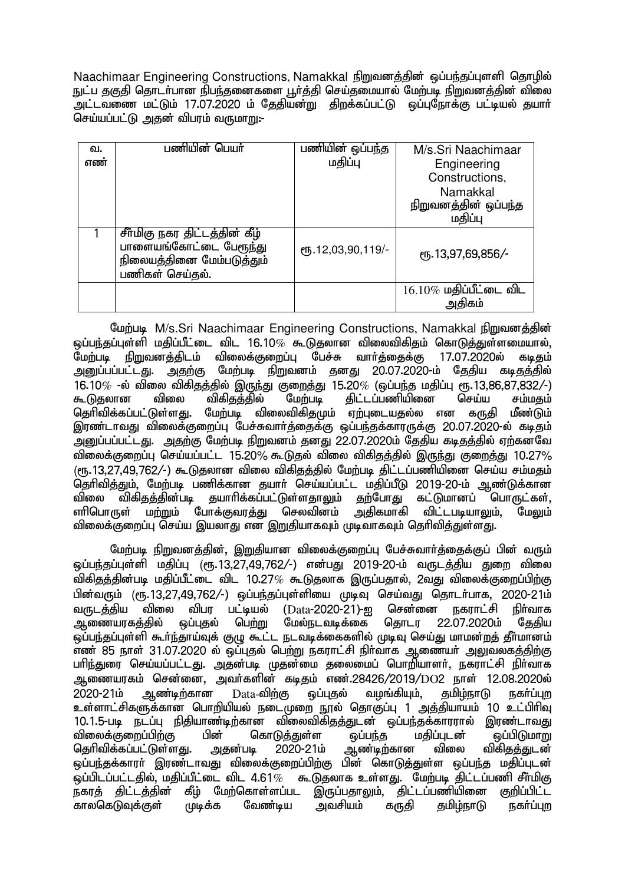Naachimaar Engineering Constructions, Namakkal நிறுவனத்தின் ஒப்பந்தப்புள்ளி தொழில் நுட்ப தகுதி தொடர்பான நிபந்தனைகளை பூர்த்தி செய்தமையால் மேற்படி நிறுவனத்தின் விலை அட்டவணை மட்டும் 17.07.2020 ம் தேதியன்று திறக்கப்பட்டு ஒப்புநோக்கு பட்டியல் தயார் செய்யப்பட்டு அதன் விபரம் வருமாறு:-

| வ. எண் | பணியின் பெயர் | பணியின் ஒப்பந்த மதிப்பு | M/s.Sri Naachimaar Engineering Constructions, Namakkal நிறுவனத்தின் ஒப்பந்த மதிப்பு |
|---|---|---|---|
| 1 | சீர்மிகு நகர திட்டத்தின் கீழ் பாளையங்கோட்டை பேருந்து நிலையத்தினை மேம்படுத்தும் பணிகள் செய்தல். | ரூ.12,03,90,119/- | ரூ.13,97,69,856/- |
| | | | 16.10% மதிப்பீட்டை விட அதிகம் |

மேற்படி M/s.Sri Naachimaar Engineering Constructions, Namakkal நிறுவனத்தின் ஒப்பந்தப்புள்ளி மதிப்பீட்டை விட 16.10% கூடுதலான விலைவிகிதம் கொடுத்துள்ளமையால், மேற்படி நிறுவனத்திடம் விலைக்குறைப்பு பேச்சு வார்த்தைக்கு 17.07.2020ல் கடிதம் அனுப்பப்பட்டது. அதற்கு மேற்படி நிறுவனம் தனது 20.07.2020-ம் தேதிய கடிதத்தில் 16.10% -ல் விலை விகிதத்தில் இருந்து குறைத்து 15.20% (ஒப்பந்த மதிப்பு ரூ.13,86,87,832/-) கூடுதலான விலை விகிதத்தில் மேற்படி திட்டப்பணியினை செய்ய சம்மதம் தெரிவிக்கப்பட்டுள்ளது. மேற்படி விலைவிகிதமும் ஏற்புடையதல்ல என கருதி மீண்டும் இரண்டாவது விலைக்குறைப்பு பேச்சுவார்த்தைக்கு ஒப்பந்தக்காரருக்கு 20.07.2020-ல் கடிதம் அனுப்பப்பட்டது. அதற்கு மேற்படி நிறுவனம் தனது 22.07.2020ம் தேதிய கடிதத்தில் ஏற்கனவே விலைக்குறைப்பு செய்யப்பட்ட 15.20% கூடுதல் விலை விகிதத்தில் இருந்து குறைத்து 10.27% (ரூ.13,27,49,762/-) கூடுதலான விலை விகிதத்தில் மேற்படி திட்டப்பணியினை செய்ய சம்மதம் தெரிவித்தும், மேற்படி பணிக்கான தயார் செய்யப்பட்ட மதிப்பீடு 2019-20-ம் ஆண்டுக்கான விலை விகிதத்தின்படி தயாரிக்கப்பட்டுள்ளதாலும் தற்போது கட்டுமானப் பொருட்கள், எரிபொருள் மற்றும் போக்குவரத்து செலவினம் அதிகமாகி விட்டபடியாலும், மேலும் விலைக்குறைப்பு செய்ய இயலாது என இறுதியாகவும் முடிவாகவும் தெரிவித்துள்ளது.

மேற்படி நிறுவனத்தின், இறுதியான விலைக்குறைப்பு பேச்சுவார்த்தைக்குப் பின் வரும் ஒப்பந்தப்புள்ளி மதிப்பு (ரூ.13,27,49,762/-) என்பது 2019-20-ம் வருடத்திய துறை விலை விகிதத்தின்படி மதிப்பீட்டை விட 10.27% கூடுதலாக இருப்பதால், 2வது விலைக்குறைப்பிற்கு பின்வரும் (ரூ.13,27,49,762/-) ஒப்பந்தப்புள்ளியை முடிவு செய்வது தொடர்பாக, 2020-21ம் வருடத்திய விலை விபர பட்டியல் (Data-2020-21)-ஐ சென்னை நகராட்சி நிர்வாக ஆணையரகத்தில் ஒப்புதல் பெற்று மேல்நடவடிக்கை தொடர 22.07.2020ம் தேதிய ஒப்பந்தப்புள்ளி கூர்ந்தாய்வுக் குழு கூட்ட நடவடிக்கைகளில் முடிவு செய்து மாமன்றத் தீர்மானம் எண் 85 நாள் 31.07.2020 ல் ஒப்புதல் பெற்று நகராட்சி நிர்வாக ஆணையர் அலுவலகத்திற்கு பரிந்துரை செய்யப்பட்டது. அதன்படி முதன்மை தலைமைப் பொறியாளர், நகராட்சி நிர்வாக ஆணையரகம் சென்னை, அவர்களின் கடிதம் எண்.28426/2019/DO2 நாள் 12.08.2020ல் 2020-21ம் ஆண்டிற்கான Data-விற்கு ஒப்புதல் வழங்கியும், தமிழ்நாடு நகர்ப்புற உள்ளாட்சிகளுக்கான பொறியியல் நடைமுறை நூல் தொகுப்பு 1 அத்தியாயம் 10 உட்பிரிவு 10.1.5-படி நடப்பு நிதியாண்டிற்கான விலைவிகிதத்துடன் ஒப்பந்தக்காரரால் இரண்டாவது விலைக்குறைப்பிற்கு பின் கொடுத்துள்ள ஒப்பந்த மதிப்புடன் ஒப்பிடுமாறு தெரிவிக்கப்பட்டுள்ளது. அதன்படி 2020-21ம் ஆண்டிற்கான விலை விகிதத்துடன் ஒப்பந்தக்காரர் இரண்டாவது விலைக்குறைப்பிற்கு பின் கொடுத்துள்ள ஒப்பந்த மதிப்புடன் ஒப்பிடப்பட்டதில், மதிப்பீட்டை விட 4.61% கூடுதலாக உள்ளது. மேற்படி திட்டப்பணி சீர்மிகு நகரத் திட்டத்தின் கீழ் மேற்கொள்ளப்பட இருப்பதாலும், திட்டப்பணியினை குறிப்பிட்ட காலகெடுவுக்குள் முடிக்க வேண்டிய அவசியம் கருதி தமிழ்நாடு நகர்ப்புற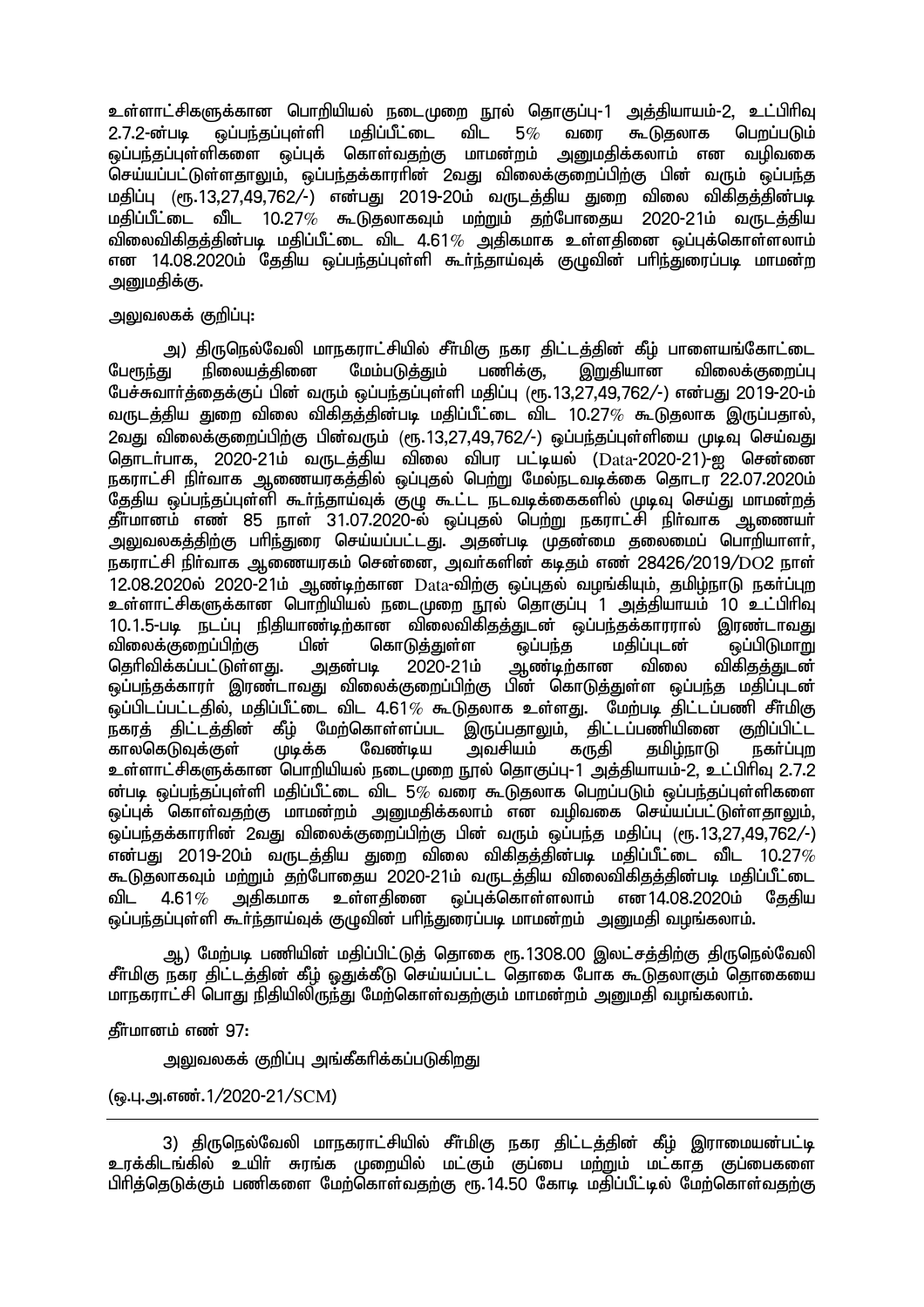உள்ளாட்சிகளுக்கான பொறியியல் நடைமுறை நூல் தொகுப்பு-1 அத்தியாயம்-2, உட்பிரிவு 2.7.2-ன்படி ஒப்பந்தப்புள்ளி மதிப்பீட்டை விட 5% வரை கூடுதலாக பெறப்படும் ஒப்பந்தப்புள்ளிகளை ஒப்புக் கொள்வதற்கு மாமன்றம் அனுமதிக்கலாம் என வழிவகை செய்யப்பட்டுள்ளதாலும், ஒப்பந்தக்காரரின் 2வது விலைக்குறைப்பிற்கு பின் வரும் ஒப்பந்த மதிப்பு (ரூ.13,27,49,762/-) என்பது 2019-20ம் வருடத்திய துறை விலை விகிதத்தின்படி மதிப்பீட்டை விட 10.27% கூடுதலாகவும் மற்றும் தற்போதைய 2020-21ம் வருடத்திய விலைவிகிதத்தின்படி மதிப்பீட்டை விட 4.61% அதிகமாக உள்ளதினை ஒப்புக்கொள்ளலாம் என 14.08.2020ம் தேதிய ஒப்பந்தப்புள்ளி கூர்ந்தாய்வுக் குழுவின் பரிந்துரைப்படி மாமன்ற அனுமதிக்கு.

அலுவலகக் குறிப்பு:

அ) திருநெல்வேலி மாநகராட்சியில் சீர்மிகு நகர திட்டத்தின் கீழ் பாளையங்கோட்டை பேருந்து நிலையத்தினை மேம்படுத்தும் பணிக்கு, இறுதியான விலைக்குறைப்பு பேச்சுவார்த்தைக்குப் பின் வரும் ஒப்பந்தப்புள்ளி மதிப்பு (ரூ.13,27,49,762/-) என்பது 2019-20-ம் வருடத்திய துறை விலை விகிதத்தின்படி மதிப்பீட்டை விட 10.27% கூடுதலாக இருப்பதால், 2வது விலைக்குறைப்பிற்கு பின்வரும் (ரூ.13,27,49,762/-) ஒப்பந்தப்புள்ளியை முடிவு செய்வது தொடர்பாக, 2020-21ம் வருடத்திய விலை விபர பட்டியல் (Data-2020-21)-ஐ சென்னை நகராட்சி நிர்வாக ஆணையரகத்தில் ஒப்புதல் பெற்று மேல்நடவடிக்கை தொடர 22.07.2020ம் தேதிய ஒப்பந்தப்புள்ளி கூர்ந்தாய்வுக் குழு கூட்ட நடவடிக்கைகளில் முடிவு செய்து மாமன்றத் தீர்மானம் எண் 85 நாள் 31.07.2020-ல் ஒப்புதல் பெற்று நகராட்சி நிர்வாக ஆணையர் அலுவலகத்திற்கு பரிந்துரை செய்யப்பட்டது. அதன்படி முதன்மை தலைமைப் பொறியாளர், நகராட்சி நிர்வாக ஆணையரகம் சென்னை, அவர்களின் கடிதம் எண் 28426/2019/DO2 நாள் 12.08.2020ல் 2020-21ம் ஆண்டிற்கான Data-விற்கு ஒப்புதல் வழங்கியும், தமிழ்நாடு நகர்ப்புற உள்ளாட்சிகளுக்கான பொறியியல் நடைமுறை நூல் தொகுப்பு 1 அத்தியாயம் 10 உட்பிரிவு 10.1.5-படி நடப்பு நிதியாண்டிற்கான விலைவிகிதத்துடன் ஒப்பந்தக்காரரால் இரண்டாவது விலைக்குறைப்பிற்கு பின் கொடுத்துள்ள ஒப்பந்த மதிப்புடன் ஒப்பிடுமாறு தெரிவிக்கப்பட்டுள்ளது. அதன்படி 2020-21ம் ஆண்டிற்கான விலை விகிதத்துடன் ஒப்பந்தக்காரர் இரண்டாவது விலைக்குறைப்பிற்கு பின் கொடுத்துள்ள ஒப்பந்த மதிப்புடன் ஒப்பிடப்பட்டதில், மதிப்பீட்டை விட 4.61% கூடுதலாக உள்ளது. மேற்படி திட்டப்பணி சீர்மிகு நகரத் திட்டத்தின் கீழ் மேற்கொள்ளப்பட இருப்பதாலும், திட்டப்பணியினை குறிப்பிட்ட காலகெடுவுக்குள் முடிக்க வேண்டிய அவசியம் கருதி தமிழ்நாடு நகர்ப்புற உள்ளாட்சிகளுக்கான பொறியியல் நடைமுறை நூல் தொகுப்பு-1 அத்தியாயம்-2, உட்பிரிவு 2.7.2 ன்படி ஒப்பந்தப்புள்ளி மதிப்பீட்டை விட 5% வரை கூடுதலாக பெறப்படும் ஒப்பந்தப்புள்ளிகளை ஒப்புக் கொள்வதற்கு மாமன்றம் அனுமதிக்கலாம் என வழிவகை செய்யப்பட்டுள்ளதாலும், ஒப்பந்தக்காரரின் 2வது விலைக்குறைப்பிற்கு பின் வரும் ஒப்பந்த மதிப்பு (ரூ.13,27,49,762/-) என்பது 2019-20ம் வருடத்திய துறை விலை விகிதத்தின்படி மதிப்பீட்டை விட 10.27% கூடுதலாகவும் மற்றும் தற்போதைய 2020-21ம் வருடத்திய விலைவிகிதத்தின்படி மதிப்பீட்டை விட 4.61% அதிகமாக உள்ளதினை ஒப்புக்கொள்ளலாம் என14.08.2020ம் தேதிய ஒப்பந்தப்புள்ளி கூர்ந்தாய்வுக் குழுவின் பரிந்துரைப்படி மாமன்றம் அனுமதி வழங்கலாம்.

ஆ) மேற்படி பணியின் மதிப்பீட்டுத் தொகை ரூ.1308.00 இலட்சத்திற்கு திருநெல்வேலி சீர்மிகு நகர திட்டத்தின் கீழ் ஒதுக்கீடு செய்யப்பட்ட தொகை போக கூடுதலாகும் தொகையை மாநகராட்சி பொது நிதியிலிருந்து மேற்கொள்வதற்கும் மாமன்றம் அனுமதி வழங்கலாம்.

தீர்மானம் எண் 97:

அலுவலகக் குறிப்பு அங்கீகரிக்கப்படுகிறது

(ஒ.பு.அ.எண்.1/2020-21/SCM)

---

3) திருநெல்வேலி மாநகராட்சியில் சீர்மிகு நகர திட்டத்தின் கீழ் இராமையன்பட்டி உரக்கிடங்கில் உயிர் சுரங்க முறையில் மட்கும் குப்பை மற்றும் மட்காத குப்பைகளை பிரித்தெடுக்கும் பணிகளை மேற்கொள்வதற்கு ரூ.14.50 கோடி மதிப்பீட்டில் மேற்கொள்வதற்கு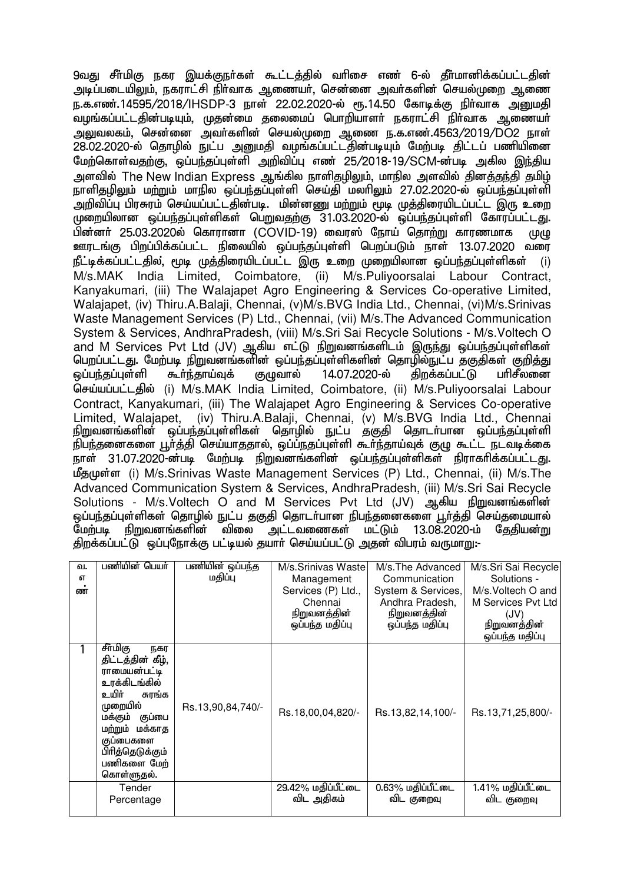9வது சீர்மிகு நகர இயக்குநர்கள் கூட்டத்தில் வரிசை எண் 6-ல் தீர்மானிக்கப்பட்டதின் அடிப்படையிலும், நகராட்சி நிர்வாக ஆணையர், சென்னை அவர்களின் செயல்முறை ஆணை ந.க.எண்.14595/2018/IHSDP-3 நாள் 22.02.2020-ல் ரூ.14.50 கோடிக்கு நிர்வாக அனுமதி வழங்கப்பட்டதின்படியும், முதன்மை தலைமைப் பொறியாளர் நகராட்சி நிர்வாக ஆணையர் அலுவலகம், சென்னை அவர்களின் செயல்முறை ஆணை ந.க.எண்.4563/2019/DO2 நாள் 28.02.2020-ல் தொழில் நுட்ப அனுமதி வழங்கப்பட்டதின்படியும் மேற்படி திட்டப் பணியினை மேற்கொள்வதற்கு, ஒப்பந்தப்புள்ளி அறிவிப்பு எண் 25/2018-19/SCM-ன்படி அகில இந்திய அளவில் The New Indian Express ஆங்கில நாளிதழிலும், மாநில அளவில் தினத்தந்தி தமிழ் நாளிதழிலும் மற்றும் மாநில ஒப்பந்தப்புள்ளி செய்தி மலரிலும் 27.02.2020-ல் ஒப்பந்தப்புள்ளி அறிவிப்பு பிரசுரம் செய்யப்பட்டதின்படி. மின்னணு மற்றும் மூடி முத்திரையிடப்பட்ட இரு உறை முறையிலான ஒப்பந்தப்புள்ளிகள் பெறுவதற்கு 31.03.2020-ல் ஒப்பந்தப்புள்ளி கோரப்பட்டது. பின்னர் 25.03.2020ல் கொரானா (COVID-19) வைரஸ் நோய் தொற்று காரணமாக முழு ஊரடங்கு பிறப்பிக்கப்பட்ட நிலையில் ஒப்பந்தப்புள்ளி பெறப்படும் நாள் 13.07.2020 வரை நீட்டிக்கப்பட்டதில், மூடி முத்திரையிடப்பட்ட இரு உறை முறையிலான ஒப்பந்தப்புள்ளிகள் (i) M/s.MAK India Limited, Coimbatore, (ii) M/s.Puliyoorsalai Labour Contract, Kanyakumari, (iii) The Walajapet Agro Engineering & Services Co-operative Limited, Walajapet, (iv) Thiru.A.Balaji, Chennai, (v)M/s.BVG India Ltd., Chennai, (vi)M/s.Srinivas Waste Management Services (P) Ltd., Chennai, (vii) M/s.The Advanced Communication System & Services, AndhraPradesh, (viii) M/s.Sri Sai Recycle Solutions - M/s.Voltech O and M Services Pvt Ltd (JV) ஆகிய எட்டு நிறுவனங்களிடம் இருந்து ஒப்பந்தப்புள்ளிகள் பெறப்பட்டது. மேற்படி நிறுவனங்களின் ஒப்பந்தப்புள்ளிகளின் தொழில்நுட்ப தகுதிகள் குறித்து ஒப்பந்தப்புள்ளி கூர்ந்தாய்வுக் குழுவால் 14.07.2020-ல் திறக்கப்பட்டு பரிசிலனை செய்யப்பட்டதில் (i) M/s.MAK India Limited, Coimbatore, (ii) M/s.Puliyoorsalai Labour Contract, Kanyakumari, (iii) The Walajapet Agro Engineering & Services Co-operative Limited, Walajapet, (iv) Thiru.A.Balaji, Chennai, (v) M/s.BVG India Ltd., Chennai நிறுவனங்களின் ஒப்பந்தப்புள்ளிகள் தொழில் நுட்ப தகுதி தொடர்பான ஒப்பந்தப்புள்ளி நிபந்தனைகளை பூர்த்தி செய்யாததால், ஒப்பந்தப்புள்ளி கூர்ந்தாய்வுக் குழு கூட்ட நடவடிக்கை நாள் 31.07.2020-ன்படி மேற்படி நிறுவனங்களின் ஒப்பந்தப்புள்ளிகள் நிராகரிக்கப்பட்டது. மீதமுள்ள (i) M/s.Srinivas Waste Management Services (P) Ltd., Chennai, (ii) M/s.The Advanced Communication System & Services, AndhraPradesh, (iii) M/s.Sri Sai Recycle Solutions - M/s.Voltech O and M Services Pvt Ltd (JV) ஆகிய நிறுவனங்களின் ஒப்பந்தப்புள்ளிகள் தொழில் நுட்ப தகுதி தொடர்பான நிபந்தனைகளை பூர்த்தி செய்தமையால் மேற்படி நிறுவனங்களின் விலை அட்டவணைகள் மட்டும் 13.08.2020-ம் தேதியன்று திறக்கப்பட்டு ஒப்புநோக்கு பட்டியல் தயார் செய்யப்பட்டு அதன் விபரம் வருமாறு:-

| வ. எண் | பணியின் பெயர் | பணியின் ஒப்பந்த மதிப்பு | M/s.Srinivas Waste Management Services (P) Ltd., Chennai நிறுவனத்தின் ஒப்பந்த மதிப்பு | M/s.The Advanced Communication System & Services, Andhra Pradesh, நிறுவனத்தின் ஒப்பந்த மதிப்பு | M/s.Sri Sai Recycle Solutions - M/s.Voltech O and M Services Pvt Ltd (JV) நிறுவனத்தின் ஒப்பந்த மதிப்பு |
|---|---|---|---|---|---|
| 1 | சீர்மிகு நகர திட்டத்தின் கீழ், ராமையன்பட்டி உரக்கிடங்கில் உயிர் சுரங்க முறையில் மக்கும் குப்பை மற்றும் மக்காத குப்பைகளை பிரித்தெடுக்கும் பணிகளை மேற் கொள்ளுதல். | Rs.13,90,84,740/- | Rs.18,00,04,820/- | Rs.13,82,14,100/- | Rs.13,71,25,800/- |
| | Tender Percentage | | 29.42% மதிப்பீட்டை விட அதிகம் | 0.63% மதிப்பீட்டை விட குறைவு | 1.41% மதிப்பீட்டை விட குறைவு |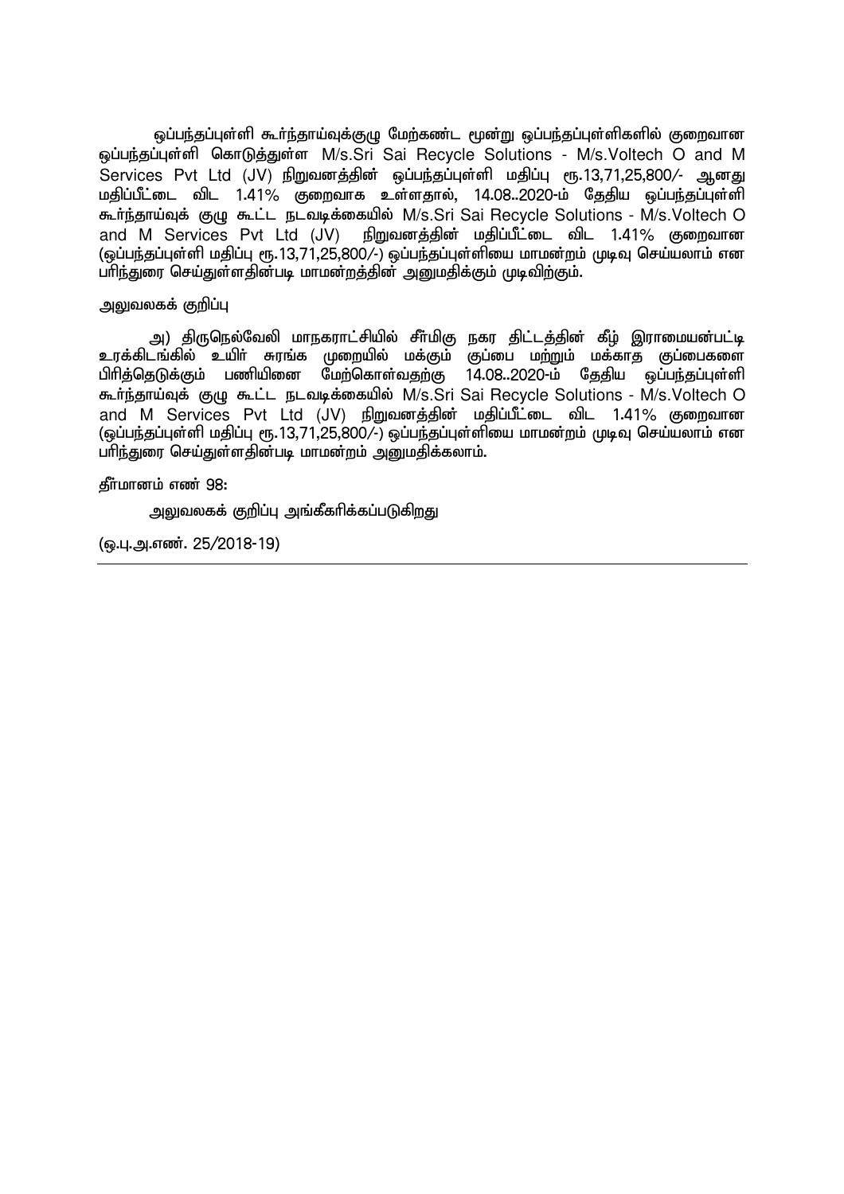ஒப்பந்தப்புள்ளி கூர்ந்தாய்வுக்குழு மேற்கண்ட மூன்று ஒப்பந்தப்புள்ளிகளில் குறைவான ஒப்பந்தப்புள்ளி கொடுத்துள்ள M/s.Sri Sai Recycle Solutions - M/s.Voltech O and M Services Pvt Ltd (JV) நிறுவனத்தின் ஒப்பந்தப்புள்ளி மதிப்பு ரூ.13,71,25,800/- ஆனது மதிப்பீட்டை விட 1.41% குறைவாக உள்ளதால், 14.08..2020-ம் தேதிய ஒப்பந்தப்புள்ளி கூர்ந்தாய்வுக் குழு கூட்ட நடவடிக்கையில் M/s.Sri Sai Recycle Solutions - M/s.Voltech O and M Services Pvt Ltd (JV) நிறுவனத்தின் மதிப்பீட்டை விட 1.41% குறைவான (ஒப்பந்தப்புள்ளி மதிப்பு ரூ.13,71,25,800/-) ஒப்பந்தப்புள்ளியை மாமன்றம் முடிவு செய்யலாம் என பரிந்துரை செய்துள்ளதின்படி மாமன்றத்தின் அனுமதிக்கும் முடிவிற்கும்.

அலுவலகக் குறிப்பு

அ) திருநெல்வேலி மாநகராட்சியில் சீர்மிகு நகர திட்டத்தின் கீழ் இராமையன்பட்டி உரக்கிடங்கில் உயிர் சுரங்க முறையில் மக்கும் குப்பை மற்றும் மக்காத குப்பைகளை பிரித்தெடுக்கும் பணியினை மேற்கொள்வதற்கு 14.08..2020-ம் தேதிய ஒப்பந்தப்புள்ளி கூர்ந்தாய்வுக் குழு கூட்ட நடவடிக்கையில் M/s.Sri Sai Recycle Solutions - M/s.Voltech O and M Services Pvt Ltd (JV) நிறுவனத்தின் மதிப்பீட்டை விட 1.41% குறைவான (ஒப்பந்தப்புள்ளி மதிப்பு ரூ.13,71,25,800/-) ஒப்பந்தப்புள்ளியை மாமன்றம் முடிவு செய்யலாம் என பரிந்துரை செய்துள்ளதின்படி மாமன்றம் அனுமதிக்கலாம்.

தீர்மானம் எண் 98:

அலுவலகக் குறிப்பு அங்கீகரிக்கப்படுகிறது

(ஒ.பு.அ.எண். 25/2018-19)